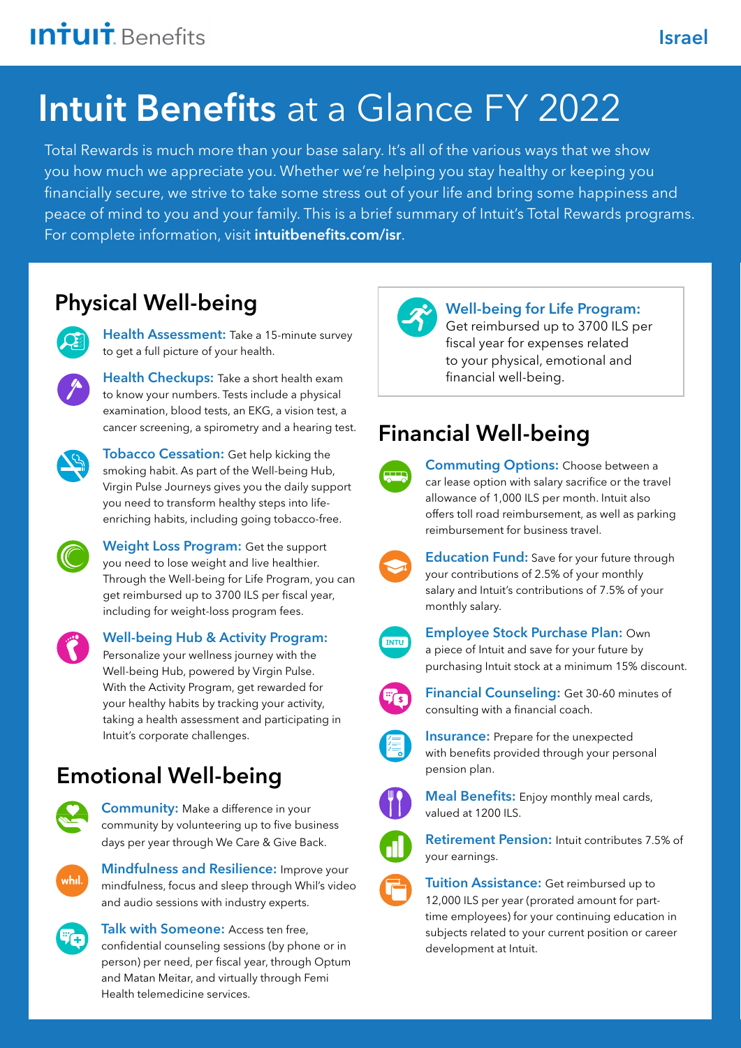Intuit Benefits

Israel

# Intuit Benefits at a Glance FY 2022

Total Rewards is much more than your base salary. It's all of the various ways that we show you how much we appreciate you. Whether we're helping you stay healthy or keeping you financially secure, we strive to take some stress out of your life and bring some happiness and peace of mind to you and your family. This is a brief summary of Intuit's Total Rewards programs. For complete information, visit **intuitbenefits.com/isr**.

## Physical Well-being

**Health Assessment:** Take a 15-minute survey to get a full picture of your health.

**Health Checkups:** Take a short health exam to know your numbers. Tests include a physical examination, blood tests, an EKG, a vision test, a cancer screening, a spirometry and a hearing test.

**Tobacco Cessation:** Get help kicking the smoking habit. As part of the Well-being Hub, Virgin Pulse Journeys gives you the daily support you need to transform healthy steps into life-enriching habits, including going tobacco-free.

**Weight Loss Program:** Get the support you need to lose weight and live healthier. Through the Well-being for Life Program, you can get reimbursed up to 3700 ILS per fiscal year, including for weight-loss program fees.

**Well-being Hub & Activity Program:** Personalize your wellness journey with the Well-being Hub, powered by Virgin Pulse. With the Activity Program, get rewarded for your healthy habits by tracking your activity, taking a health assessment and participating in Intuit's corporate challenges.

## Emotional Well-being

**Community:** Make a difference in your community by volunteering up to five business days per year through We Care & Give Back.

**Mindfulness and Resilience:** Improve your mindfulness, focus and sleep through Whil's video and audio sessions with industry experts.

**Talk with Someone:** Access ten free, confidential counseling sessions (by phone or in person) per need, per fiscal year, through Optum and Matan Meitar, and virtually through Femi Health telemedicine services.

**Well-being for Life Program:** Get reimbursed up to 3700 ILS per fiscal year for expenses related to your physical, emotional and financial well-being.

## Financial Well-being

**Commuting Options:** Choose between a car lease option with salary sacrifice or the travel allowance of 1,000 ILS per month. Intuit also offers toll road reimbursement, as well as parking reimbursement for business travel.

**Education Fund:** Save for your future through your contributions of 2.5% of your monthly salary and Intuit's contributions of 7.5% of your monthly salary.

**Employee Stock Purchase Plan:** Own a piece of Intuit and save for your future by purchasing Intuit stock at a minimum 15% discount.

**Financial Counseling:** Get 30-60 minutes of consulting with a financial coach.

**Insurance:** Prepare for the unexpected with benefits provided through your personal pension plan.

**Meal Benefits:** Enjoy monthly meal cards, valued at 1200 ILS.

**Retirement Pension:** Intuit contributes 7.5% of your earnings.

**Tuition Assistance:** Get reimbursed up to 12,000 ILS per year (prorated amount for part-time employees) for your continuing education in subjects related to your current position or career development at Intuit.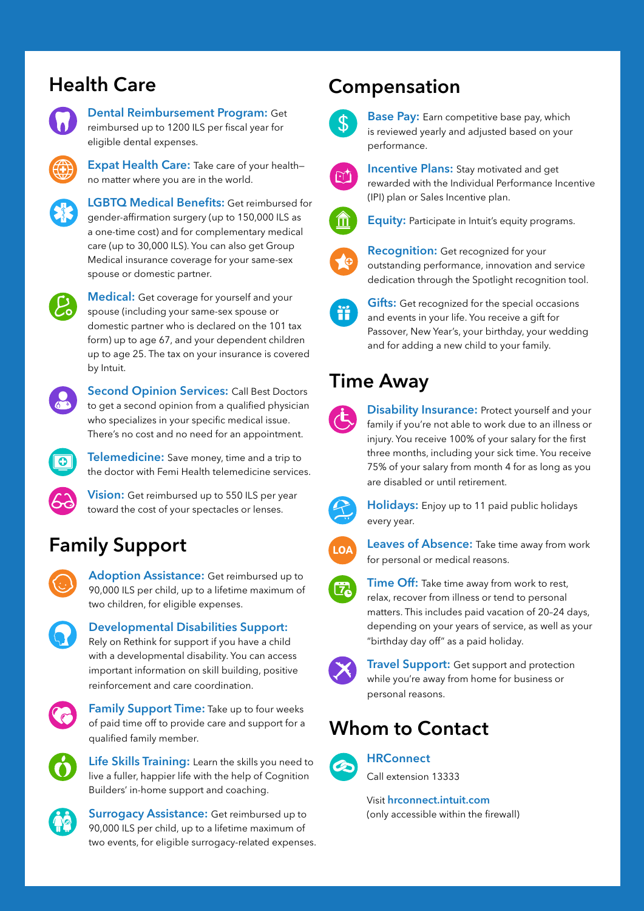## Health Care

**Dental Reimbursement Program:** Get reimbursed up to 1200 ILS per fiscal year for eligible dental expenses.

**Expat Health Care:** Take care of your health—no matter where you are in the world.

**LGBTQ Medical Benefits:** Get reimbursed for gender-affirmation surgery (up to 150,000 ILS as a one-time cost) and for complementary medical care (up to 30,000 ILS). You can also get Group Medical insurance coverage for your same-sex spouse or domestic partner.

**Medical:** Get coverage for yourself and your spouse (including your same-sex spouse or domestic partner who is declared on the 101 tax form) up to age 67, and your dependent children up to age 25. The tax on your insurance is covered by Intuit.

**Second Opinion Services:** Call Best Doctors to get a second opinion from a qualified physician who specializes in your specific medical issue. There's no cost and no need for an appointment.

**Telemedicine:** Save money, time and a trip to the doctor with Femi Health telemedicine services.

**Vision:** Get reimbursed up to 550 ILS per year toward the cost of your spectacles or lenses.

## Family Support

**Adoption Assistance:** Get reimbursed up to 90,000 ILS per child, up to a lifetime maximum of two children, for eligible expenses.

**Developmental Disabilities Support:** Rely on Rethink for support if you have a child with a developmental disability. You can access important information on skill building, positive reinforcement and care coordination.

**Family Support Time:** Take up to four weeks of paid time off to provide care and support for a qualified family member.

**Life Skills Training:** Learn the skills you need to live a fuller, happier life with the help of Cognition Builders' in-home support and coaching.

**Surrogacy Assistance:** Get reimbursed up to 90,000 ILS per child, up to a lifetime maximum of two events, for eligible surrogacy-related expenses.

## Compensation

**Base Pay:** Earn competitive base pay, which is reviewed yearly and adjusted based on your performance.

**Incentive Plans:** Stay motivated and get rewarded with the Individual Performance Incentive (IPI) plan or Sales Incentive plan.

**Equity:** Participate in Intuit's equity programs.

**Recognition:** Get recognized for your outstanding performance, innovation and service dedication through the Spotlight recognition tool.

**Gifts:** Get recognized for the special occasions and events in your life. You receive a gift for Passover, New Year's, your birthday, your wedding and for adding a new child to your family.

## Time Away

**Disability Insurance:** Protect yourself and your family if you're not able to work due to an illness or injury. You receive 100% of your salary for the first three months, including your sick time. You receive 75% of your salary from month 4 for as long as you are disabled or until retirement.

**Holidays:** Enjoy up to 11 paid public holidays every year.

**Leaves of Absence:** Take time away from work for personal or medical reasons.

**Time Off:** Take time away from work to rest, relax, recover from illness or tend to personal matters. This includes paid vacation of 20–24 days, depending on your years of service, as well as your "birthday day off" as a paid holiday.

**Travel Support:** Get support and protection while you're away from home for business or personal reasons.

## Whom to Contact

**HRConnect**

Call extension 13333

Visit **hrconnect.intuit.com**
(only accessible within the firewall)